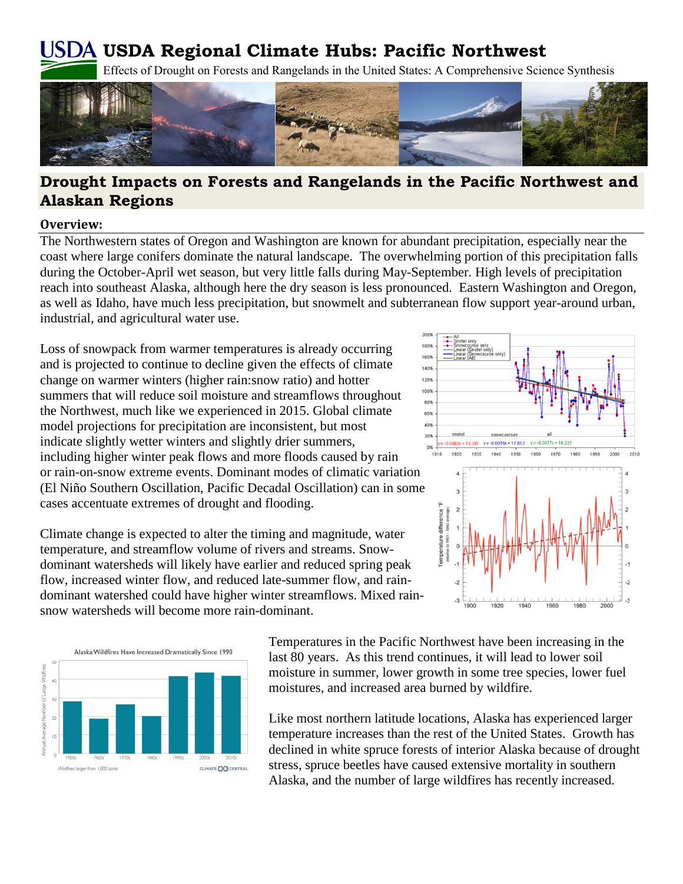# USDA Regional Climate Hubs: Pacific Northwest

Effects of Drought on Forests and Rangelands in the United States: A Comprehensive Science Synthesis

## Drought Impacts on Forests and Rangelands in the Pacific Northwest and Alaskan Regions

### Overview:

The Northwestern states of Oregon and Washington are known for abundant precipitation, especially near the coast where large conifers dominate the natural landscape. The overwhelming portion of this precipitation falls during the October-April wet season, but very little falls during May-September. High levels of precipitation reach into southeast Alaska, although here the dry season is less pronounced. Eastern Washington and Oregon, as well as Idaho, have much less precipitation, but snowmelt and subterranean flow support year-around urban, industrial, and agricultural water use.

Loss of snowpack from warmer temperatures is already occurring and is projected to continue to decline given the effects of climate change on warmer winters (higher rain:snow ratio) and hotter summers that will reduce soil moisture and streamflows throughout the Northwest, much like we experienced in 2015. Global climate model projections for precipitation are inconsistent, but most indicate slightly wetter winters and slightly drier summers, including higher winter peak flows and more floods caused by rain or rain-on-snow extreme events. Dominant modes of climatic variation (El Niño Southern Oscillation, Pacific Decadal Oscillation) can in some cases accentuate extremes of drought and flooding.

All
Snotel only
Snowcourse only
Linear (Snotel only)
Linear (Snowcourse only)
Linear (All)
200%
180%
160%
140%
120%
100%
80%
60%
40%
20%
0%
snotel
snowcourses
all
y = -0.0063x + 13.397
y = -0.0085x + 17.813
y = -0.0077x + 16.235
1910 1920 1930 1940 1950 1960 1970 1980 1990 2000 2010

Temperature difference °F (relative to 1901 - 1960 average)
4 3 2 1 0 -1 -2 -3
1900 1920 1940 1960 1980 2000

Climate change is expected to alter the timing and magnitude, water temperature, and streamflow volume of rivers and streams. Snow-dominant watersheds will likely have earlier and reduced spring peak flow, increased winter flow, and reduced late-summer flow, and rain-dominant watershed could have higher winter streamflows. Mixed rain-snow watersheds will become more rain-dominant.

Alaska Wildfires Have Increased Dramatically Since 1990
Annual Average Number of Large Wildfires
50 40 30 20 10 0
1950s 1960s 1970s 1980s 1990s 2000s 2010s
Wildfires larger than 1,000 acres
CLIMATE CENTRAL

Temperatures in the Pacific Northwest have been increasing in the last 80 years. As this trend continues, it will lead to lower soil moisture in summer, lower growth in some tree species, lower fuel moistures, and increased area burned by wildfire.

Like most northern latitude locations, Alaska has experienced larger temperature increases than the rest of the United States. Growth has declined in white spruce forests of interior Alaska because of drought stress, spruce beetles have caused extensive mortality in southern Alaska, and the number of large wildfires has recently increased.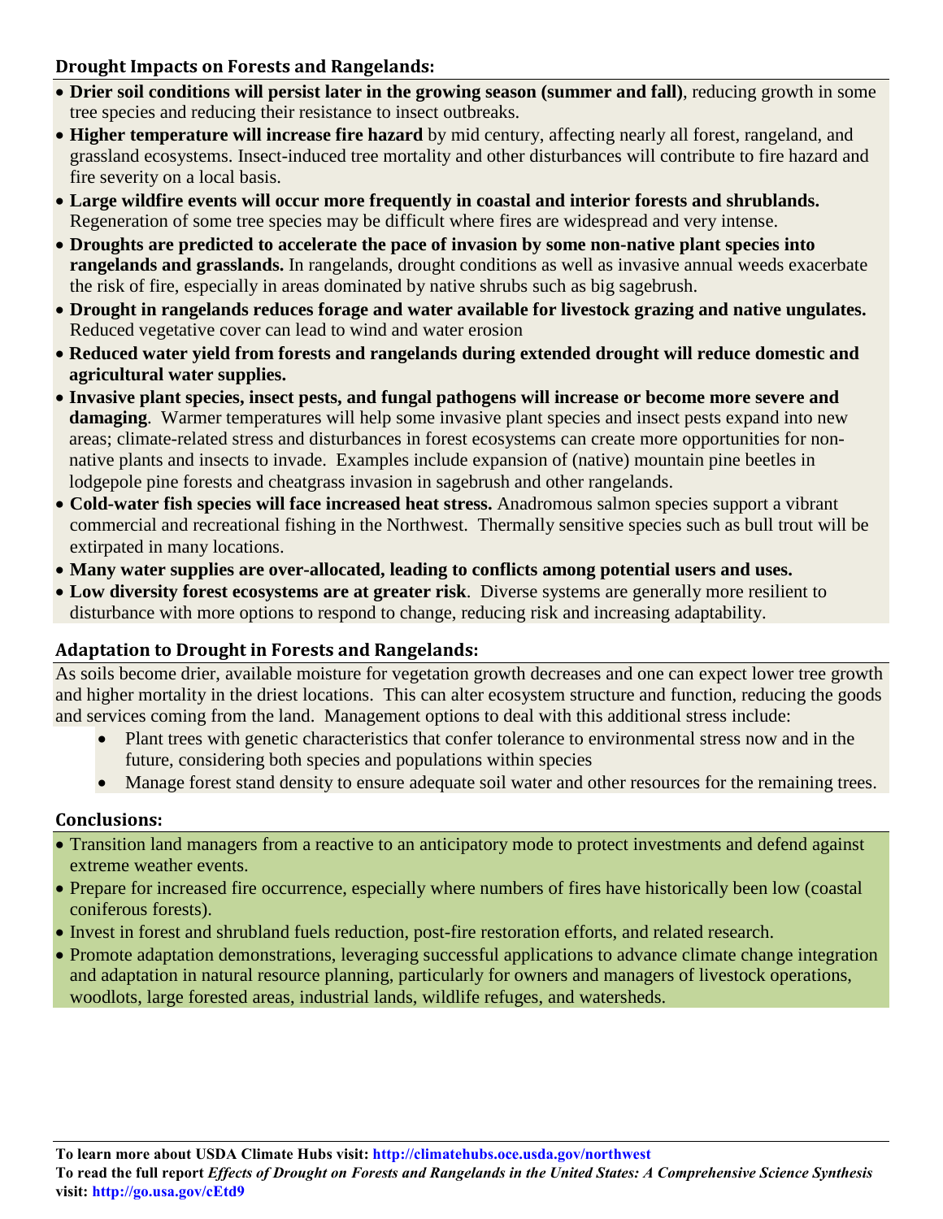### Drought Impacts on Forests and Rangelands:

- **Drier soil conditions will persist later in the growing season (summer and fall)**, reducing growth in some tree species and reducing their resistance to insect outbreaks.
- **Higher temperature will increase fire hazard** by mid century, affecting nearly all forest, rangeland, and grassland ecosystems. Insect-induced tree mortality and other disturbances will contribute to fire hazard and fire severity on a local basis.
- **Large wildfire events will occur more frequently in coastal and interior forests and shrublands.** Regeneration of some tree species may be difficult where fires are widespread and very intense.
- **Droughts are predicted to accelerate the pace of invasion by some non-native plant species into rangelands and grasslands.** In rangelands, drought conditions as well as invasive annual weeds exacerbate the risk of fire, especially in areas dominated by native shrubs such as big sagebrush.
- **Drought in rangelands reduces forage and water available for livestock grazing and native ungulates.** Reduced vegetative cover can lead to wind and water erosion
- **Reduced water yield from forests and rangelands during extended drought will reduce domestic and agricultural water supplies.**
- **Invasive plant species, insect pests, and fungal pathogens will increase or become more severe and damaging**. Warmer temperatures will help some invasive plant species and insect pests expand into new areas; climate-related stress and disturbances in forest ecosystems can create more opportunities for non-native plants and insects to invade. Examples include expansion of (native) mountain pine beetles in lodgepole pine forests and cheatgrass invasion in sagebrush and other rangelands.
- **Cold-water fish species will face increased heat stress.** Anadromous salmon species support a vibrant commercial and recreational fishing in the Northwest. Thermally sensitive species such as bull trout will be extirpated in many locations.
- **Many water supplies are over-allocated, leading to conflicts among potential users and uses.**
- **Low diversity forest ecosystems are at greater risk**. Diverse systems are generally more resilient to disturbance with more options to respond to change, reducing risk and increasing adaptability.

### Adaptation to Drought in Forests and Rangelands:

As soils become drier, available moisture for vegetation growth decreases and one can expect lower tree growth and higher mortality in the driest locations. This can alter ecosystem structure and function, reducing the goods and services coming from the land. Management options to deal with this additional stress include:

- Plant trees with genetic characteristics that confer tolerance to environmental stress now and in the future, considering both species and populations within species
- Manage forest stand density to ensure adequate soil water and other resources for the remaining trees.

### Conclusions:

- Transition land managers from a reactive to an anticipatory mode to protect investments and defend against extreme weather events.
- Prepare for increased fire occurrence, especially where numbers of fires have historically been low (coastal coniferous forests).
- Invest in forest and shrubland fuels reduction, post-fire restoration efforts, and related research.
- Promote adaptation demonstrations, leveraging successful applications to advance climate change integration and adaptation in natural resource planning, particularly for owners and managers of livestock operations, woodlots, large forested areas, industrial lands, wildlife refuges, and watersheds.

**To learn more about USDA Climate Hubs visit: http://climatehubs.oce.usda.gov/northwest**
**To read the full report *Effects of Drought on Forests and Rangelands in the United States: A Comprehensive Science Synthesis* visit: http://go.usa.gov/cEtd9**